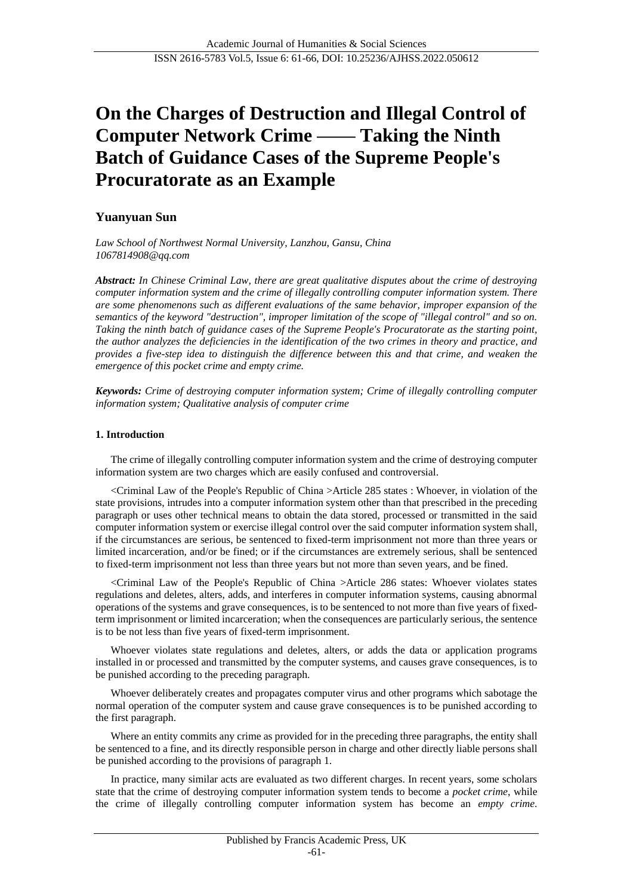# On the Charges of Destruction and Illegal Control of Computer Network Crime —— Taking the Ninth Batch of Guidance Cases of the Supreme People's Procuratorate as an Example

**Yuanyuan Sun**

*Law School of Northwest Normal University, Lanzhou, Gansu, China*
*1067814908@qq.com*

***Abstract:*** *In Chinese Criminal Law, there are great qualitative disputes about the crime of destroying computer information system and the crime of illegally controlling computer information system. There are some phenomenons such as different evaluations of the same behavior, improper expansion of the semantics of the keyword "destruction", improper limitation of the scope of "illegal control" and so on. Taking the ninth batch of guidance cases of the Supreme People's Procuratorate as the starting point, the author analyzes the deficiencies in the identification of the two crimes in theory and practice, and provides a five-step idea to distinguish the difference between this and that crime, and weaken the emergence of this pocket crime and empty crime.*

***Keywords:*** *Crime of destroying computer information system; Crime of illegally controlling computer information system; Qualitative analysis of computer crime*

## 1. Introduction

The crime of illegally controlling computer information system and the crime of destroying computer information system are two charges which are easily confused and controversial.

<Criminal Law of the People's Republic of China >Article 285 states : Whoever, in violation of the state provisions, intrudes into a computer information system other than that prescribed in the preceding paragraph or uses other technical means to obtain the data stored, processed or transmitted in the said computer information system or exercise illegal control over the said computer information system shall, if the circumstances are serious, be sentenced to fixed-term imprisonment not more than three years or limited incarceration, and/or be fined; or if the circumstances are extremely serious, shall be sentenced to fixed-term imprisonment not less than three years but not more than seven years, and be fined.

<Criminal Law of the People's Republic of China >Article 286 states: Whoever violates states regulations and deletes, alters, adds, and interferes in computer information systems, causing abnormal operations of the systems and grave consequences, is to be sentenced to not more than five years of fixed-term imprisonment or limited incarceration; when the consequences are particularly serious, the sentence is to be not less than five years of fixed-term imprisonment.

Whoever violates state regulations and deletes, alters, or adds the data or application programs installed in or processed and transmitted by the computer systems, and causes grave consequences, is to be punished according to the preceding paragraph.

Whoever deliberately creates and propagates computer virus and other programs which sabotage the normal operation of the computer system and cause grave consequences is to be punished according to the first paragraph.

Where an entity commits any crime as provided for in the preceding three paragraphs, the entity shall be sentenced to a fine, and its directly responsible person in charge and other directly liable persons shall be punished according to the provisions of paragraph 1.

In practice, many similar acts are evaluated as two different charges. In recent years, some scholars state that the crime of destroying computer information system tends to become a *pocket crime*, while the crime of illegally controlling computer information system has become an *empty crime*.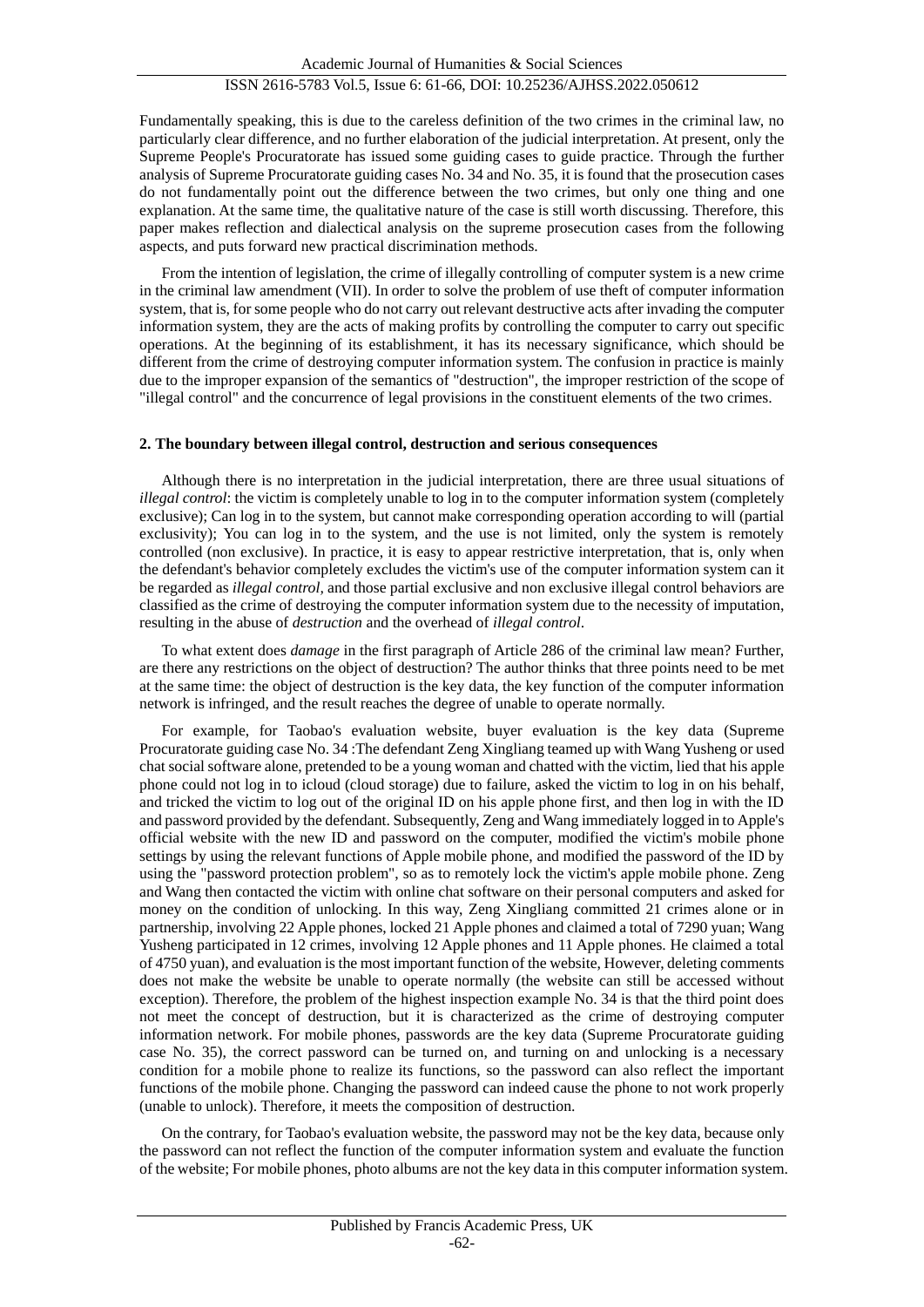Fundamentally speaking, this is due to the careless definition of the two crimes in the criminal law, no particularly clear difference, and no further elaboration of the judicial interpretation. At present, only the Supreme People's Procuratorate has issued some guiding cases to guide practice. Through the further analysis of Supreme Procuratorate guiding cases No. 34 and No. 35, it is found that the prosecution cases do not fundamentally point out the difference between the two crimes, but only one thing and one explanation. At the same time, the qualitative nature of the case is still worth discussing. Therefore, this paper makes reflection and dialectical analysis on the supreme prosecution cases from the following aspects, and puts forward new practical discrimination methods.

From the intention of legislation, the crime of illegally controlling of computer system is a new crime in the criminal law amendment (VII). In order to solve the problem of use theft of computer information system, that is, for some people who do not carry out relevant destructive acts after invading the computer information system, they are the acts of making profits by controlling the computer to carry out specific operations. At the beginning of its establishment, it has its necessary significance, which should be different from the crime of destroying computer information system. The confusion in practice is mainly due to the improper expansion of the semantics of "destruction", the improper restriction of the scope of "illegal control" and the concurrence of legal provisions in the constituent elements of the two crimes.

## 2. The boundary between illegal control, destruction and serious consequences

Although there is no interpretation in the judicial interpretation, there are three usual situations of *illegal control*: the victim is completely unable to log in to the computer information system (completely exclusive); Can log in to the system, but cannot make corresponding operation according to will (partial exclusivity); You can log in to the system, and the use is not limited, only the system is remotely controlled (non exclusive). In practice, it is easy to appear restrictive interpretation, that is, only when the defendant's behavior completely excludes the victim's use of the computer information system can it be regarded as *illegal control,* and those partial exclusive and non exclusive illegal control behaviors are classified as the crime of destroying the computer information system due to the necessity of imputation, resulting in the abuse of *destruction* and the overhead of *illegal control*.

To what extent does *damage* in the first paragraph of Article 286 of the criminal law mean? Further, are there any restrictions on the object of destruction? The author thinks that three points need to be met at the same time: the object of destruction is the key data, the key function of the computer information network is infringed, and the result reaches the degree of unable to operate normally.

For example, for Taobao's evaluation website, buyer evaluation is the key data (Supreme Procuratorate guiding case No. 34 :The defendant Zeng Xingliang teamed up with Wang Yusheng or used chat social software alone, pretended to be a young woman and chatted with the victim, lied that his apple phone could not log in to icloud (cloud storage) due to failure, asked the victim to log in on his behalf, and tricked the victim to log out of the original ID on his apple phone first, and then log in with the ID and password provided by the defendant. Subsequently, Zeng and Wang immediately logged in to Apple's official website with the new ID and password on the computer, modified the victim's mobile phone settings by using the relevant functions of Apple mobile phone, and modified the password of the ID by using the "password protection problem", so as to remotely lock the victim's apple mobile phone. Zeng and Wang then contacted the victim with online chat software on their personal computers and asked for money on the condition of unlocking. In this way, Zeng Xingliang committed 21 crimes alone or in partnership, involving 22 Apple phones, locked 21 Apple phones and claimed a total of 7290 yuan; Wang Yusheng participated in 12 crimes, involving 12 Apple phones and 11 Apple phones. He claimed a total of 4750 yuan), and evaluation is the most important function of the website, However, deleting comments does not make the website be unable to operate normally (the website can still be accessed without exception). Therefore, the problem of the highest inspection example No. 34 is that the third point does not meet the concept of destruction, but it is characterized as the crime of destroying computer information network. For mobile phones, passwords are the key data (Supreme Procuratorate guiding case No. 35), the correct password can be turned on, and turning on and unlocking is a necessary condition for a mobile phone to realize its functions, so the password can also reflect the important functions of the mobile phone. Changing the password can indeed cause the phone to not work properly (unable to unlock). Therefore, it meets the composition of destruction.

On the contrary, for Taobao's evaluation website, the password may not be the key data, because only the password can not reflect the function of the computer information system and evaluate the function of the website; For mobile phones, photo albums are not the key data in this computer information system.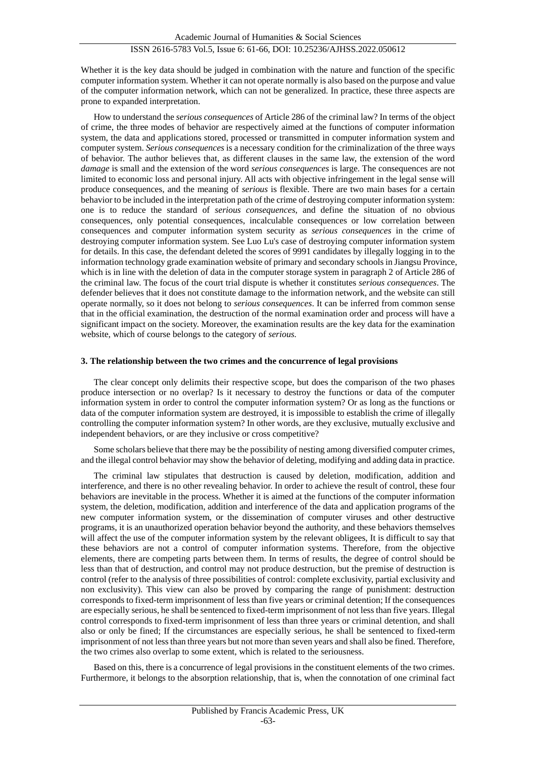Whether it is the key data should be judged in combination with the nature and function of the specific computer information system. Whether it can not operate normally is also based on the purpose and value of the computer information network, which can not be generalized. In practice, these three aspects are prone to expanded interpretation.

How to understand the *serious consequences* of Article 286 of the criminal law? In terms of the object of crime, the three modes of behavior are respectively aimed at the functions of computer information system, the data and applications stored, processed or transmitted in computer information system and computer system. *Serious consequences* is a necessary condition for the criminalization of the three ways of behavior. The author believes that, as different clauses in the same law, the extension of the word *damage* is small and the extension of the word *serious consequences* is large. The consequences are not limited to economic loss and personal injury. All acts with objective infringement in the legal sense will produce consequences, and the meaning of *serious* is flexible. There are two main bases for a certain behavior to be included in the interpretation path of the crime of destroying computer information system: one is to reduce the standard of *serious consequences*, and define the situation of no obvious consequences, only potential consequences, incalculable consequences or low correlation between consequences and computer information system security as *serious consequences* in the crime of destroying computer information system. See Luo Lu's case of destroying computer information system for details. In this case, the defendant deleted the scores of 9991 candidates by illegally logging in to the information technology grade examination website of primary and secondary schools in Jiangsu Province, which is in line with the deletion of data in the computer storage system in paragraph 2 of Article 286 of the criminal law. The focus of the court trial dispute is whether it constitutes *serious consequences*. The defender believes that it does not constitute damage to the information network, and the website can still operate normally, so it does not belong to *serious consequences*. It can be inferred from common sense that in the official examination, the destruction of the normal examination order and process will have a significant impact on the society. Moreover, the examination results are the key data for the examination website, which of course belongs to the category of *serious*.

### 3. The relationship between the two crimes and the concurrence of legal provisions

The clear concept only delimits their respective scope, but does the comparison of the two phases produce intersection or no overlap? Is it necessary to destroy the functions or data of the computer information system in order to control the computer information system? Or as long as the functions or data of the computer information system are destroyed, it is impossible to establish the crime of illegally controlling the computer information system? In other words, are they exclusive, mutually exclusive and independent behaviors, or are they inclusive or cross competitive?

Some scholars believe that there may be the possibility of nesting among diversified computer crimes, and the illegal control behavior may show the behavior of deleting, modifying and adding data in practice.

The criminal law stipulates that destruction is caused by deletion, modification, addition and interference, and there is no other revealing behavior. In order to achieve the result of control, these four behaviors are inevitable in the process. Whether it is aimed at the functions of the computer information system, the deletion, modification, addition and interference of the data and application programs of the new computer information system, or the dissemination of computer viruses and other destructive programs, it is an unauthorized operation behavior beyond the authority, and these behaviors themselves will affect the use of the computer information system by the relevant obligees, It is difficult to say that these behaviors are not a control of computer information systems. Therefore, from the objective elements, there are competing parts between them. In terms of results, the degree of control should be less than that of destruction, and control may not produce destruction, but the premise of destruction is control (refer to the analysis of three possibilities of control: complete exclusivity, partial exclusivity and non exclusivity). This view can also be proved by comparing the range of punishment: destruction corresponds to fixed-term imprisonment of less than five years or criminal detention; If the consequences are especially serious, he shall be sentenced to fixed-term imprisonment of not less than five years. Illegal control corresponds to fixed-term imprisonment of less than three years or criminal detention, and shall also or only be fined; If the circumstances are especially serious, he shall be sentenced to fixed-term imprisonment of not less than three years but not more than seven years and shall also be fined. Therefore, the two crimes also overlap to some extent, which is related to the seriousness.

Based on this, there is a concurrence of legal provisions in the constituent elements of the two crimes. Furthermore, it belongs to the absorption relationship, that is, when the connotation of one criminal fact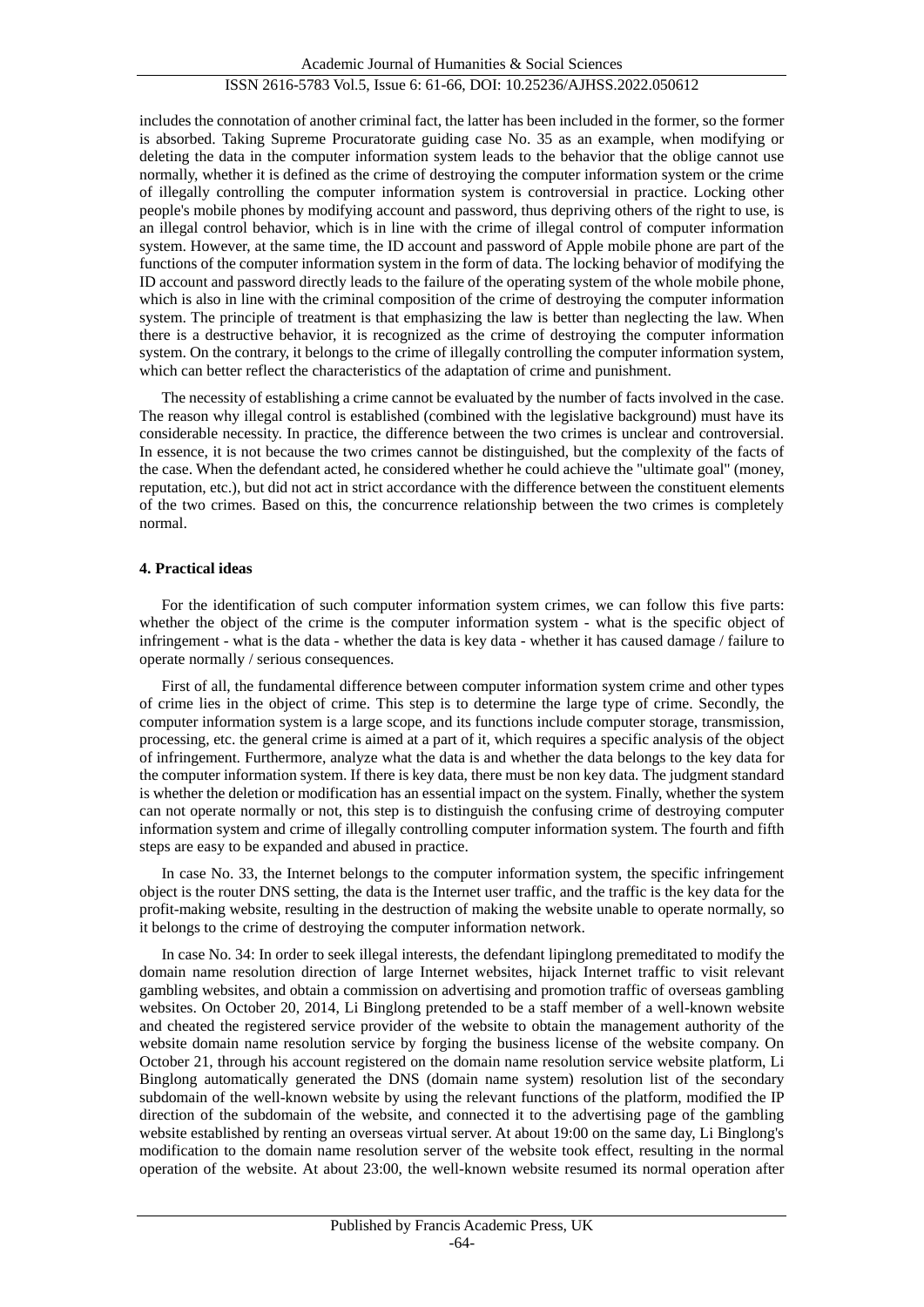includes the connotation of another criminal fact, the latter has been included in the former, so the former is absorbed. Taking Supreme Procuratorate guiding case No. 35 as an example, when modifying or deleting the data in the computer information system leads to the behavior that the oblige cannot use normally, whether it is defined as the crime of destroying the computer information system or the crime of illegally controlling the computer information system is controversial in practice. Locking other people's mobile phones by modifying account and password, thus depriving others of the right to use, is an illegal control behavior, which is in line with the crime of illegal control of computer information system. However, at the same time, the ID account and password of Apple mobile phone are part of the functions of the computer information system in the form of data. The locking behavior of modifying the ID account and password directly leads to the failure of the operating system of the whole mobile phone, which is also in line with the criminal composition of the crime of destroying the computer information system. The principle of treatment is that emphasizing the law is better than neglecting the law. When there is a destructive behavior, it is recognized as the crime of destroying the computer information system. On the contrary, it belongs to the crime of illegally controlling the computer information system, which can better reflect the characteristics of the adaptation of crime and punishment.

The necessity of establishing a crime cannot be evaluated by the number of facts involved in the case. The reason why illegal control is established (combined with the legislative background) must have its considerable necessity. In practice, the difference between the two crimes is unclear and controversial. In essence, it is not because the two crimes cannot be distinguished, but the complexity of the facts of the case. When the defendant acted, he considered whether he could achieve the "ultimate goal" (money, reputation, etc.), but did not act in strict accordance with the difference between the constituent elements of the two crimes. Based on this, the concurrence relationship between the two crimes is completely normal.

## 4. Practical ideas

For the identification of such computer information system crimes, we can follow this five parts: whether the object of the crime is the computer information system - what is the specific object of infringement - what is the data - whether the data is key data - whether it has caused damage / failure to operate normally / serious consequences.

First of all, the fundamental difference between computer information system crime and other types of crime lies in the object of crime. This step is to determine the large type of crime. Secondly, the computer information system is a large scope, and its functions include computer storage, transmission, processing, etc. the general crime is aimed at a part of it, which requires a specific analysis of the object of infringement. Furthermore, analyze what the data is and whether the data belongs to the key data for the computer information system. If there is key data, there must be non key data. The judgment standard is whether the deletion or modification has an essential impact on the system. Finally, whether the system can not operate normally or not, this step is to distinguish the confusing crime of destroying computer information system and crime of illegally controlling computer information system. The fourth and fifth steps are easy to be expanded and abused in practice.

In case No. 33, the Internet belongs to the computer information system, the specific infringement object is the router DNS setting, the data is the Internet user traffic, and the traffic is the key data for the profit-making website, resulting in the destruction of making the website unable to operate normally, so it belongs to the crime of destroying the computer information network.

In case No. 34: In order to seek illegal interests, the defendant lipinglong premeditated to modify the domain name resolution direction of large Internet websites, hijack Internet traffic to visit relevant gambling websites, and obtain a commission on advertising and promotion traffic of overseas gambling websites. On October 20, 2014, Li Binglong pretended to be a staff member of a well-known website and cheated the registered service provider of the website to obtain the management authority of the website domain name resolution service by forging the business license of the website company. On October 21, through his account registered on the domain name resolution service website platform, Li Binglong automatically generated the DNS (domain name system) resolution list of the secondary subdomain of the well-known website by using the relevant functions of the platform, modified the IP direction of the subdomain of the website, and connected it to the advertising page of the gambling website established by renting an overseas virtual server. At about 19:00 on the same day, Li Binglong's modification to the domain name resolution server of the website took effect, resulting in the normal operation of the website. At about 23:00, the well-known website resumed its normal operation after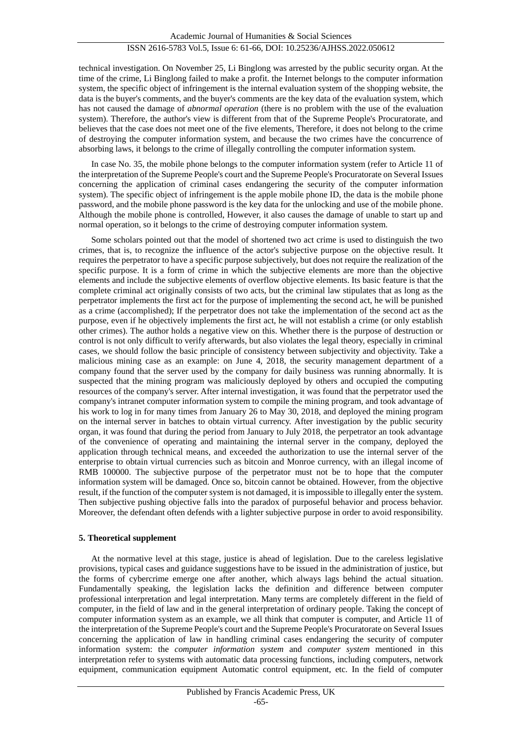technical investigation. On November 25, Li Binglong was arrested by the public security organ. At the time of the crime, Li Binglong failed to make a profit. the Internet belongs to the computer information system, the specific object of infringement is the internal evaluation system of the shopping website, the data is the buyer's comments, and the buyer's comments are the key data of the evaluation system, which has not caused the damage of *abnormal operation* (there is no problem with the use of the evaluation system). Therefore, the author's view is different from that of the Supreme People's Procuratorate, and believes that the case does not meet one of the five elements, Therefore, it does not belong to the crime of destroying the computer information system, and because the two crimes have the concurrence of absorbing laws, it belongs to the crime of illegally controlling the computer information system.

In case No. 35, the mobile phone belongs to the computer information system (refer to Article 11 of the interpretation of the Supreme People's court and the Supreme People's Procuratorate on Several Issues concerning the application of criminal cases endangering the security of the computer information system). The specific object of infringement is the apple mobile phone ID, the data is the mobile phone password, and the mobile phone password is the key data for the unlocking and use of the mobile phone. Although the mobile phone is controlled, However, it also causes the damage of unable to start up and normal operation, so it belongs to the crime of destroying computer information system.

Some scholars pointed out that the model of shortened two act crime is used to distinguish the two crimes, that is, to recognize the influence of the actor's subjective purpose on the objective result. It requires the perpetrator to have a specific purpose subjectively, but does not require the realization of the specific purpose. It is a form of crime in which the subjective elements are more than the objective elements and include the subjective elements of overflow objective elements. Its basic feature is that the complete criminal act originally consists of two acts, but the criminal law stipulates that as long as the perpetrator implements the first act for the purpose of implementing the second act, he will be punished as a crime (accomplished); If the perpetrator does not take the implementation of the second act as the purpose, even if he objectively implements the first act, he will not establish a crime (or only establish other crimes). The author holds a negative view on this. Whether there is the purpose of destruction or control is not only difficult to verify afterwards, but also violates the legal theory, especially in criminal cases, we should follow the basic principle of consistency between subjectivity and objectivity. Take a malicious mining case as an example: on June 4, 2018, the security management department of a company found that the server used by the company for daily business was running abnormally. It is suspected that the mining program was maliciously deployed by others and occupied the computing resources of the company's server. After internal investigation, it was found that the perpetrator used the company's intranet computer information system to compile the mining program, and took advantage of his work to log in for many times from January 26 to May 30, 2018, and deployed the mining program on the internal server in batches to obtain virtual currency. After investigation by the public security organ, it was found that during the period from January to July 2018, the perpetrator an took advantage of the convenience of operating and maintaining the internal server in the company, deployed the application through technical means, and exceeded the authorization to use the internal server of the enterprise to obtain virtual currencies such as bitcoin and Monroe currency, with an illegal income of RMB 100000. The subjective purpose of the perpetrator must not be to hope that the computer information system will be damaged. Once so, bitcoin cannot be obtained. However, from the objective result, if the function of the computer system is not damaged, it is impossible to illegally enter the system. Then subjective pushing objective falls into the paradox of purposeful behavior and process behavior. Moreover, the defendant often defends with a lighter subjective purpose in order to avoid responsibility.

## 5. Theoretical supplement

At the normative level at this stage, justice is ahead of legislation. Due to the careless legislative provisions, typical cases and guidance suggestions have to be issued in the administration of justice, but the forms of cybercrime emerge one after another, which always lags behind the actual situation. Fundamentally speaking, the legislation lacks the definition and difference between computer professional interpretation and legal interpretation. Many terms are completely different in the field of computer, in the field of law and in the general interpretation of ordinary people. Taking the concept of computer information system as an example, we all think that computer is computer, and Article 11 of the interpretation of the Supreme People's court and the Supreme People's Procuratorate on Several Issues concerning the application of law in handling criminal cases endangering the security of computer information system: the *computer information system* and *computer system* mentioned in this interpretation refer to systems with automatic data processing functions, including computers, network equipment, communication equipment Automatic control equipment, etc. In the field of computer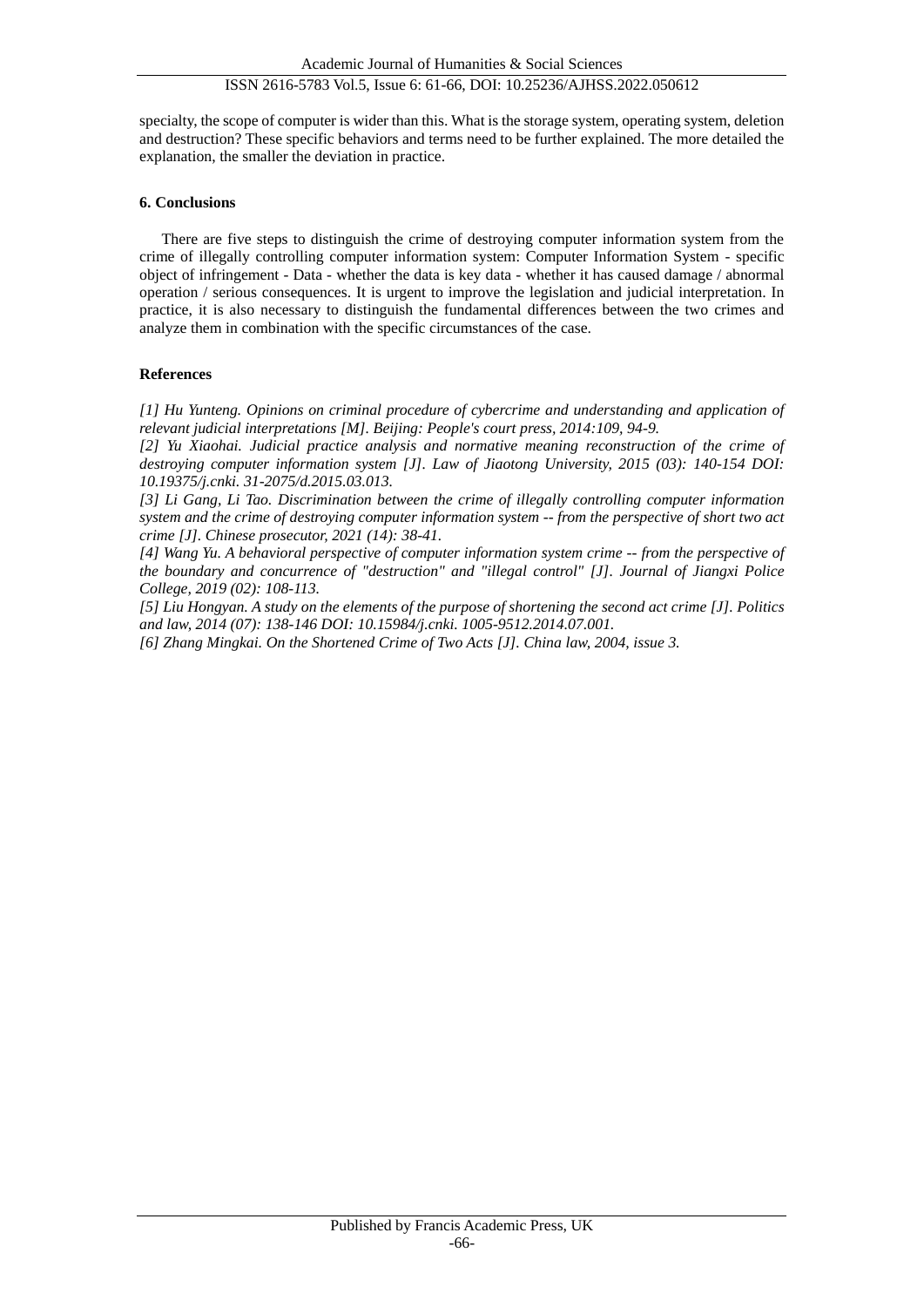specialty, the scope of computer is wider than this. What is the storage system, operating system, deletion and destruction? These specific behaviors and terms need to be further explained. The more detailed the explanation, the smaller the deviation in practice.

## 6. Conclusions

There are five steps to distinguish the crime of destroying computer information system from the crime of illegally controlling computer information system: Computer Information System - specific object of infringement - Data - whether the data is key data - whether it has caused damage / abnormal operation / serious consequences. It is urgent to improve the legislation and judicial interpretation. In practice, it is also necessary to distinguish the fundamental differences between the two crimes and analyze them in combination with the specific circumstances of the case.

## References

*[1] Hu Yunteng. Opinions on criminal procedure of cybercrime and understanding and application of relevant judicial interpretations [M]. Beijing: People's court press, 2014:109, 94-9.*

*[2] Yu Xiaohai. Judicial practice analysis and normative meaning reconstruction of the crime of destroying computer information system [J]. Law of Jiaotong University, 2015 (03): 140-154 DOI: 10.19375/j.cnki. 31-2075/d.2015.03.013.*

*[3] Li Gang, Li Tao. Discrimination between the crime of illegally controlling computer information system and the crime of destroying computer information system -- from the perspective of short two act crime [J]. Chinese prosecutor, 2021 (14): 38-41.*

*[4] Wang Yu. A behavioral perspective of computer information system crime -- from the perspective of the boundary and concurrence of "destruction" and "illegal control" [J]. Journal of Jiangxi Police College, 2019 (02): 108-113.*

*[5] Liu Hongyan. A study on the elements of the purpose of shortening the second act crime [J]. Politics and law, 2014 (07): 138-146 DOI: 10.15984/j.cnki. 1005-9512.2014.07.001.*

*[6] Zhang Mingkai. On the Shortened Crime of Two Acts [J]. China law, 2004, issue 3.*